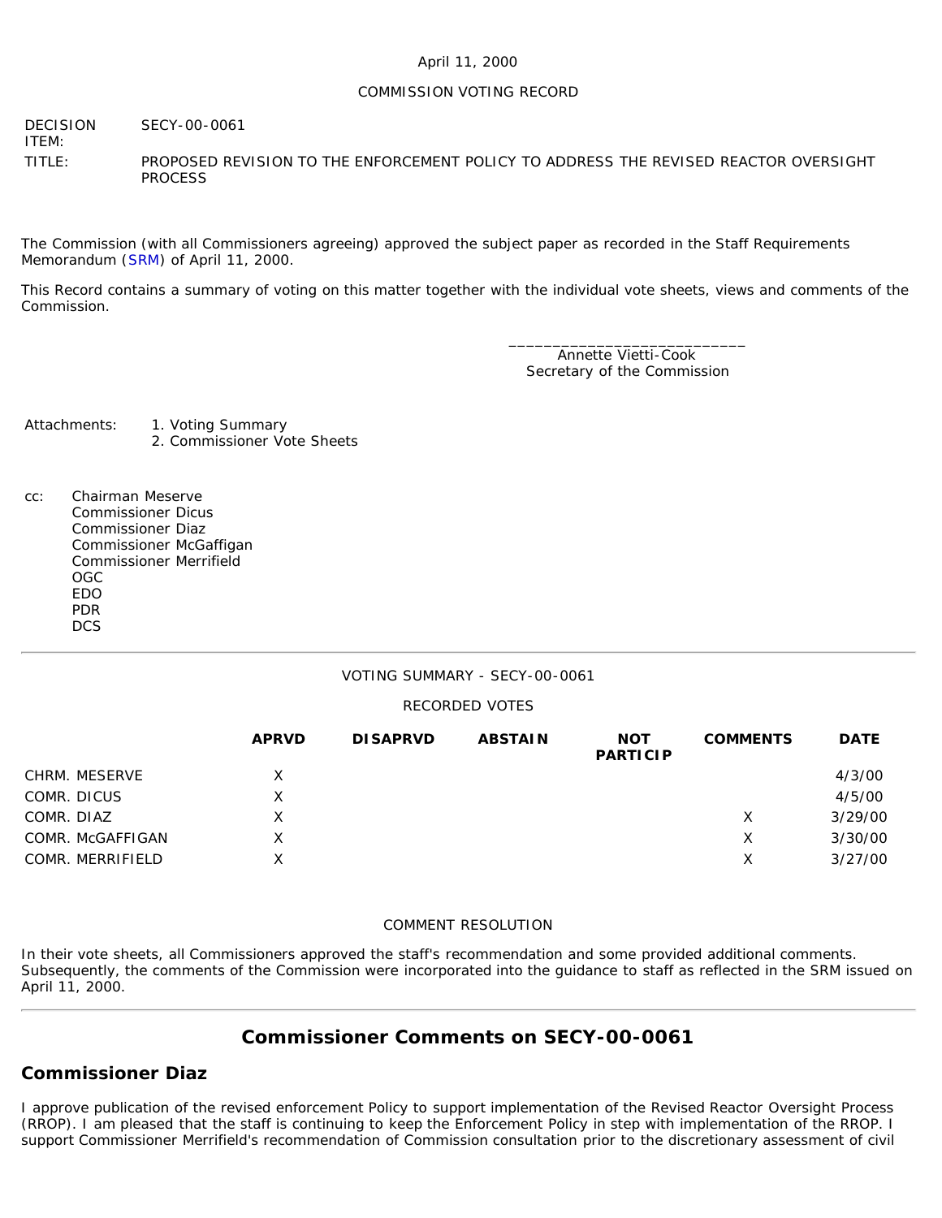April 11, 2000

COMMISSION VOTING RECORD

| | |
|---|---|
| DECISION ITEM: | SECY-00-0061 |
| TITLE: | PROPOSED REVISION TO THE ENFORCEMENT POLICY TO ADDRESS THE REVISED REACTOR OVERSIGHT PROCESS |

The Commission (with all Commissioners agreeing) approved the subject paper as recorded in the Staff Requirements Memorandum (SRM) of April 11, 2000.

This Record contains a summary of voting on this matter together with the individual vote sheets, views and comments of the Commission.

___________________________
Annette Vietti-Cook
Secretary of the Commission

Attachments:
1. Voting Summary
2. Commissioner Vote Sheets

cc:
Chairman Meserve
Commissioner Dicus
Commissioner Diaz
Commissioner McGaffigan
Commissioner Merrifield
OGC
EDO
PDR
DCS

---

VOTING SUMMARY - SECY-00-0061

RECORDED VOTES

| | APRVD | DISAPRVD | ABSTAIN | NOT PARTICIP | COMMENTS | DATE |
|---|---|---|---|---|---|---|
| CHRM. MESERVE | X | | | | | 4/3/00 |
| COMR. DICUS | X | | | | | 4/5/00 |
| COMR. DIAZ | X | | | | X | 3/29/00 |
| COMR. McGAFFIGAN | X | | | | X | 3/30/00 |
| COMR. MERRIFIELD | X | | | | X | 3/27/00 |

COMMENT RESOLUTION

In their vote sheets, all Commissioners approved the staff's recommendation and some provided additional comments. Subsequently, the comments of the Commission were incorporated into the guidance to staff as reflected in the SRM issued on April 11, 2000.

---

## Commissioner Comments on SECY-00-0061

### Commissioner Diaz

I approve publication of the revised enforcement Policy to support implementation of the Revised Reactor Oversight Process (RROP). I am pleased that the staff is continuing to keep the Enforcement Policy in step with implementation of the RROP. I support Commissioner Merrifield's recommendation of Commission consultation prior to the discretionary assessment of civil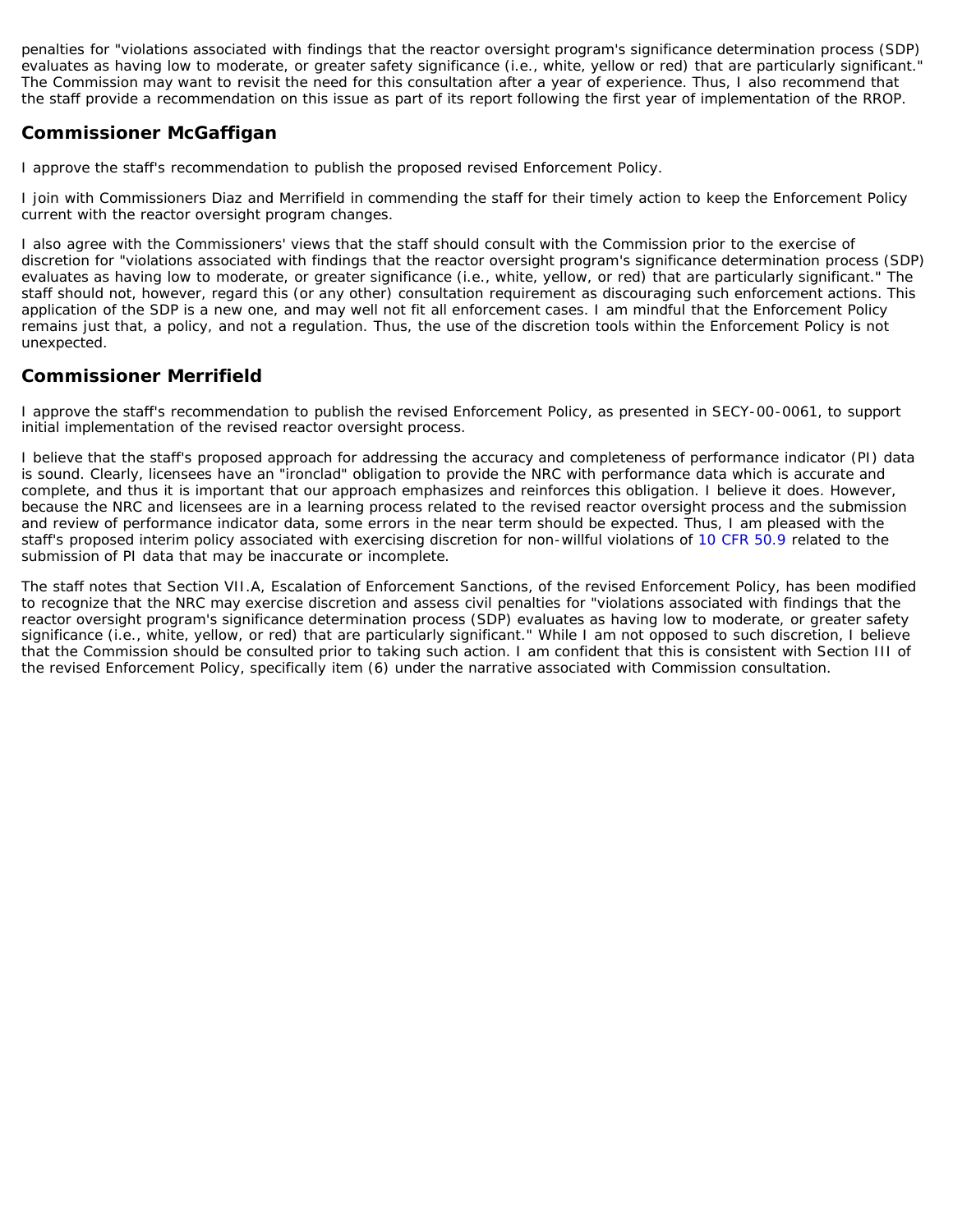penalties for "violations associated with findings that the reactor oversight program's significance determination process (SDP) evaluates as having low to moderate, or greater safety significance (i.e., white, yellow or red) that are particularly significant." The Commission may want to revisit the need for this consultation after a year of experience. Thus, I also recommend that the staff provide a recommendation on this issue as part of its report following the first year of implementation of the RROP.

## Commissioner McGaffigan

I approve the staff's recommendation to publish the proposed revised Enforcement Policy.

I join with Commissioners Diaz and Merrifield in commending the staff for their timely action to keep the Enforcement Policy current with the reactor oversight program changes.

I also agree with the Commissioners' views that the staff should consult with the Commission prior to the exercise of discretion for "violations associated with findings that the reactor oversight program's significance determination process (SDP) evaluates as having low to moderate, or greater significance (i.e., white, yellow, or red) that are particularly significant." The staff should not, however, regard this (or any other) consultation requirement as discouraging such enforcement actions. This application of the SDP is a new one, and may well not fit all enforcement cases. I am mindful that the Enforcement Policy remains just that, a policy, and not a regulation. Thus, the use of the discretion tools within the Enforcement Policy is not unexpected.

## Commissioner Merrifield

I approve the staff's recommendation to publish the revised Enforcement Policy, as presented in SECY-00-0061, to support initial implementation of the revised reactor oversight process.

I believe that the staff's proposed approach for addressing the accuracy and completeness of performance indicator (PI) data is sound. Clearly, licensees have an "ironclad" obligation to provide the NRC with performance data which is accurate and complete, and thus it is important that our approach emphasizes and reinforces this obligation. I believe it does. However, because the NRC and licensees are in a learning process related to the revised reactor oversight process and the submission and review of performance indicator data, some errors in the near term should be expected. Thus, I am pleased with the staff's proposed interim policy associated with exercising discretion for non-willful violations of 10 CFR 50.9 related to the submission of PI data that may be inaccurate or incomplete.

The staff notes that Section VII.A, Escalation of Enforcement Sanctions, of the revised Enforcement Policy, has been modified to recognize that the NRC may exercise discretion and assess civil penalties for "violations associated with findings that the reactor oversight program's significance determination process (SDP) evaluates as having low to moderate, or greater safety significance (i.e., white, yellow, or red) that are particularly significant." While I am not opposed to such discretion, I believe that the Commission should be consulted prior to taking such action. I am confident that this is consistent with Section III of the revised Enforcement Policy, specifically item (6) under the narrative associated with Commission consultation.